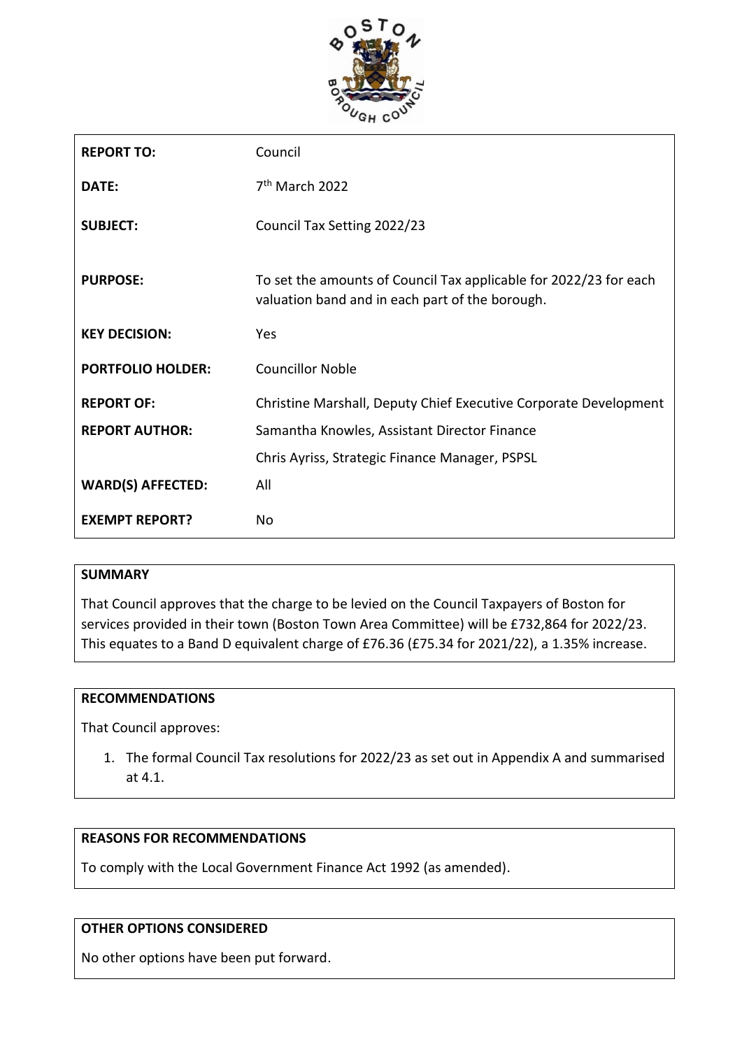| | |
|---|---|
| **REPORT TO:** | Council |
| **DATE:** | 7th March 2022 |
| **SUBJECT:** | Council Tax Setting 2022/23 |
| **PURPOSE:** | To set the amounts of Council Tax applicable for 2022/23 for each valuation band and in each part of the borough. |
| **KEY DECISION:** | Yes |
| **PORTFOLIO HOLDER:** | Councillor Noble |
| **REPORT OF:** | Christine Marshall, Deputy Chief Executive Corporate Development |
| **REPORT AUTHOR:** | Samantha Knowles, Assistant Director Finance |
| | Chris Ayriss, Strategic Finance Manager, PSPSL |
| **WARD(S) AFFECTED:** | All |
| **EXEMPT REPORT?** | No |

## SUMMARY

That Council approves that the charge to be levied on the Council Taxpayers of Boston for services provided in their town (Boston Town Area Committee) will be £732,864 for 2022/23. This equates to a Band D equivalent charge of £76.36 (£75.34 for 2021/22), a 1.35% increase.

## RECOMMENDATIONS

That Council approves:

1. The formal Council Tax resolutions for 2022/23 as set out in Appendix A and summarised at 4.1.

## REASONS FOR RECOMMENDATIONS

To comply with the Local Government Finance Act 1992 (as amended).

## OTHER OPTIONS CONSIDERED

No other options have been put forward.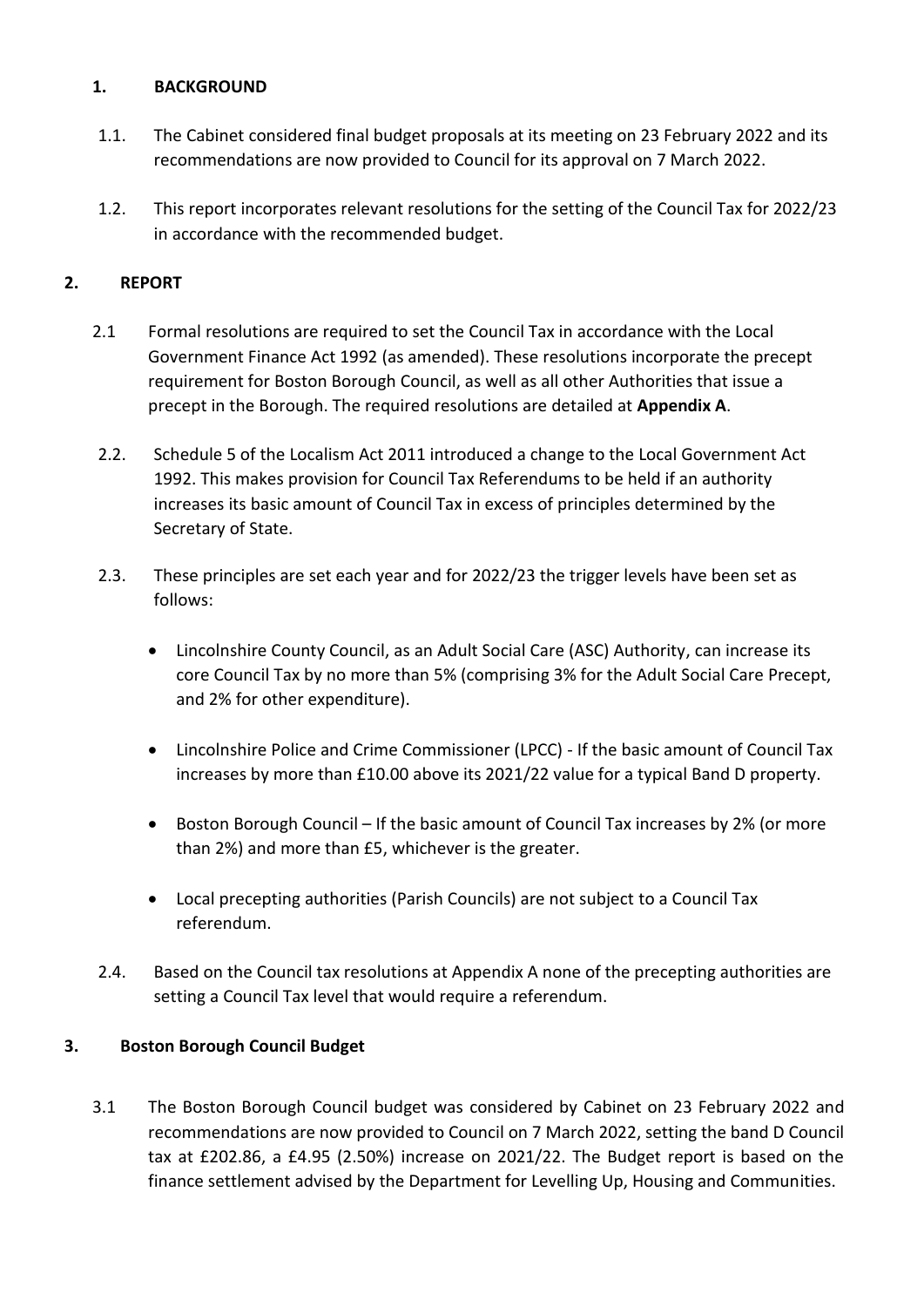## 1. BACKGROUND

1.1. The Cabinet considered final budget proposals at its meeting on 23 February 2022 and its recommendations are now provided to Council for its approval on 7 March 2022.

1.2. This report incorporates relevant resolutions for the setting of the Council Tax for 2022/23 in accordance with the recommended budget.

## 2. REPORT

2.1 Formal resolutions are required to set the Council Tax in accordance with the Local Government Finance Act 1992 (as amended). These resolutions incorporate the precept requirement for Boston Borough Council, as well as all other Authorities that issue a precept in the Borough. The required resolutions are detailed at **Appendix A**.

2.2. Schedule 5 of the Localism Act 2011 introduced a change to the Local Government Act 1992. This makes provision for Council Tax Referendums to be held if an authority increases its basic amount of Council Tax in excess of principles determined by the Secretary of State.

2.3. These principles are set each year and for 2022/23 the trigger levels have been set as follows:

- Lincolnshire County Council, as an Adult Social Care (ASC) Authority, can increase its core Council Tax by no more than 5% (comprising 3% for the Adult Social Care Precept, and 2% for other expenditure).
- Lincolnshire Police and Crime Commissioner (LPCC) - If the basic amount of Council Tax increases by more than £10.00 above its 2021/22 value for a typical Band D property.
- Boston Borough Council – If the basic amount of Council Tax increases by 2% (or more than 2%) and more than £5, whichever is the greater.
- Local precepting authorities (Parish Councils) are not subject to a Council Tax referendum.

2.4. Based on the Council tax resolutions at Appendix A none of the precepting authorities are setting a Council Tax level that would require a referendum.

## 3. Boston Borough Council Budget

3.1 The Boston Borough Council budget was considered by Cabinet on 23 February 2022 and recommendations are now provided to Council on 7 March 2022, setting the band D Council tax at £202.86, a £4.95 (2.50%) increase on 2021/22. The Budget report is based on the finance settlement advised by the Department for Levelling Up, Housing and Communities.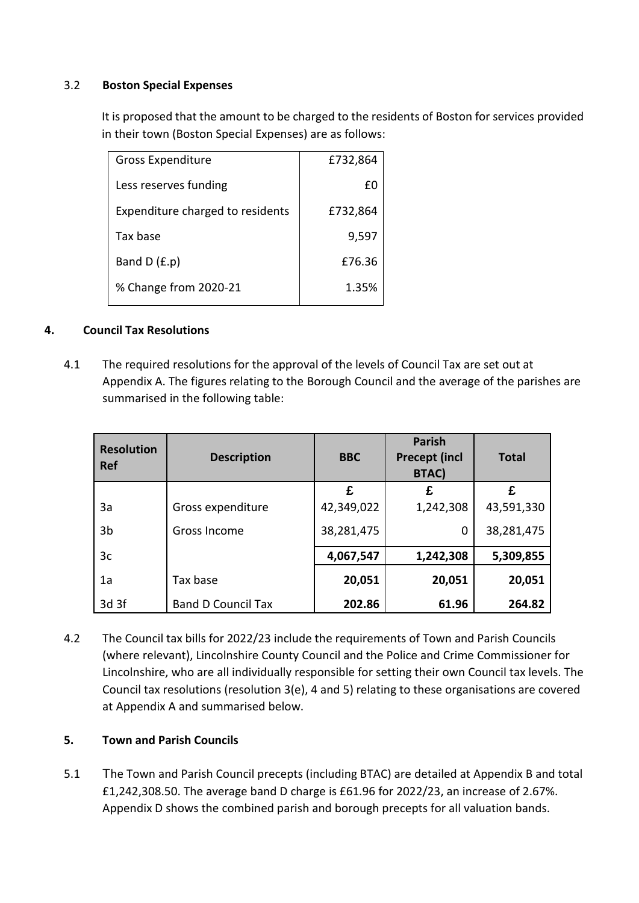### 3.2 Boston Special Expenses

It is proposed that the amount to be charged to the residents of Boston for services provided in their town (Boston Special Expenses) are as follows:

| | |
|---|---|
| Gross Expenditure | £732,864 |
| Less reserves funding | £0 |
| Expenditure charged to residents | £732,864 |
| Tax base | 9,597 |
| Band D (£.p) | £76.36 |
| % Change from 2020-21 | 1.35% |

## 4. Council Tax Resolutions

4.1 The required resolutions for the approval of the levels of Council Tax are set out at Appendix A. The figures relating to the Borough Council and the average of the parishes are summarised in the following table:

| Resolution Ref | Description | BBC | Parish Precept (incl BTAC) | Total |
|---|---|---|---|---|
| | | £ | £ | £ |
| 3a | Gross expenditure | 42,349,022 | 1,242,308 | 43,591,330 |
| 3b | Gross Income | 38,281,475 | 0 | 38,281,475 |
| 3c | | **4,067,547** | **1,242,308** | **5,309,855** |
| 1a | Tax base | **20,051** | **20,051** | **20,051** |
| 3d 3f | Band D Council Tax | **202.86** | **61.96** | **264.82** |

4.2 The Council tax bills for 2022/23 include the requirements of Town and Parish Councils (where relevant), Lincolnshire County Council and the Police and Crime Commissioner for Lincolnshire, who are all individually responsible for setting their own Council tax levels. The Council tax resolutions (resolution 3(e), 4 and 5) relating to these organisations are covered at Appendix A and summarised below.

## 5. Town and Parish Councils

5.1 The Town and Parish Council precepts (including BTAC) are detailed at Appendix B and total £1,242,308.50. The average band D charge is £61.96 for 2022/23, an increase of 2.67%. Appendix D shows the combined parish and borough precepts for all valuation bands.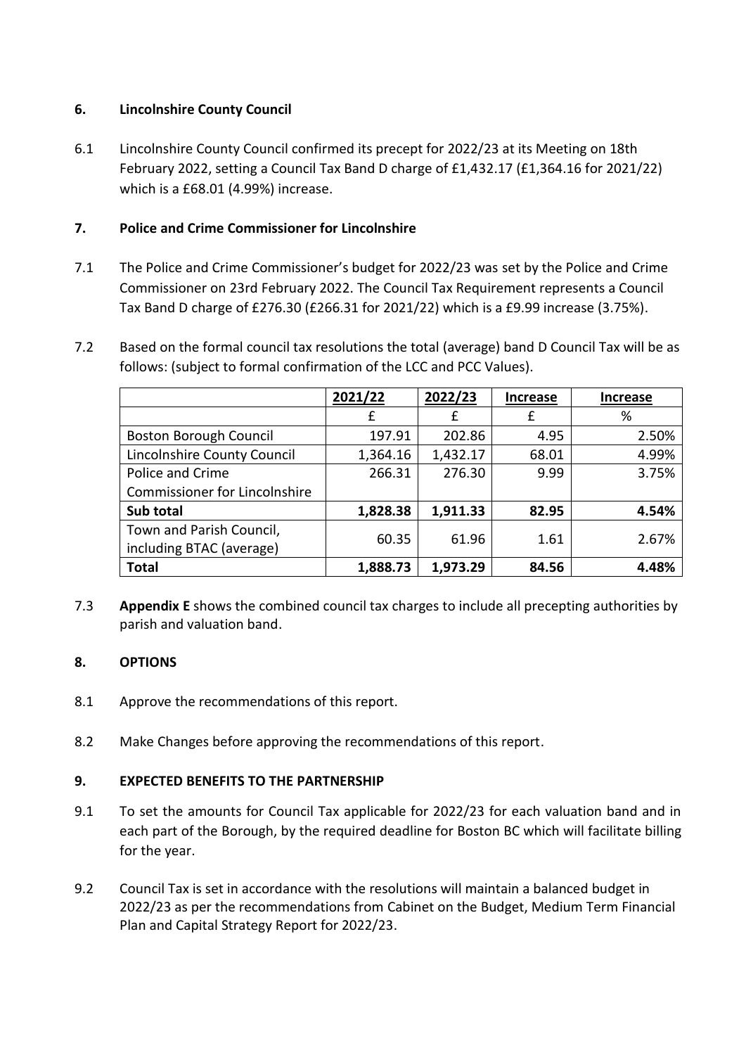## 6. Lincolnshire County Council

6.1 Lincolnshire County Council confirmed its precept for 2022/23 at its Meeting on 18th February 2022, setting a Council Tax Band D charge of £1,432.17 (£1,364.16 for 2021/22) which is a £68.01 (4.99%) increase.

## 7. Police and Crime Commissioner for Lincolnshire

7.1 The Police and Crime Commissioner's budget for 2022/23 was set by the Police and Crime Commissioner on 23rd February 2022. The Council Tax Requirement represents a Council Tax Band D charge of £276.30 (£266.31 for 2021/22) which is a £9.99 increase (3.75%).

7.2 Based on the formal council tax resolutions the total (average) band D Council Tax will be as follows: (subject to formal confirmation of the LCC and PCC Values).

| | 2021/22 | 2022/23 | Increase | Increase |
|---|---|---|---|---|
| | £ | £ | £ | % |
| Boston Borough Council | 197.91 | 202.86 | 4.95 | 2.50% |
| Lincolnshire County Council | 1,364.16 | 1,432.17 | 68.01 | 4.99% |
| Police and Crime Commissioner for Lincolnshire | 266.31 | 276.30 | 9.99 | 3.75% |
| **Sub total** | **1,828.38** | **1,911.33** | **82.95** | **4.54%** |
| Town and Parish Council, including BTAC (average) | 60.35 | 61.96 | 1.61 | 2.67% |
| **Total** | **1,888.73** | **1,973.29** | **84.56** | **4.48%** |

7.3 **Appendix E** shows the combined council tax charges to include all precepting authorities by parish and valuation band.

## 8. OPTIONS

8.1 Approve the recommendations of this report.

8.2 Make Changes before approving the recommendations of this report.

## 9. EXPECTED BENEFITS TO THE PARTNERSHIP

9.1 To set the amounts for Council Tax applicable for 2022/23 for each valuation band and in each part of the Borough, by the required deadline for Boston BC which will facilitate billing for the year.

9.2 Council Tax is set in accordance with the resolutions will maintain a balanced budget in 2022/23 as per the recommendations from Cabinet on the Budget, Medium Term Financial Plan and Capital Strategy Report for 2022/23.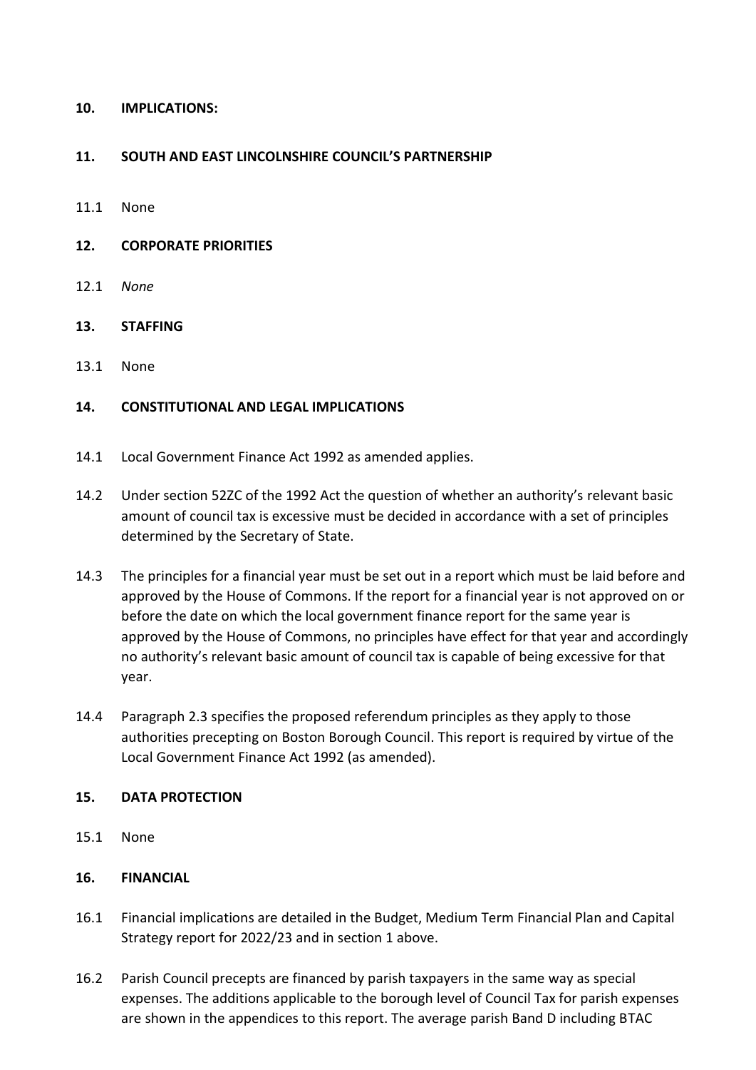**10. IMPLICATIONS:**

**11. SOUTH AND EAST LINCOLNSHIRE COUNCIL'S PARTNERSHIP**

11.1 None

**12. CORPORATE PRIORITIES**

12.1 *None*

**13. STAFFING**

13.1 None

**14. CONSTITUTIONAL AND LEGAL IMPLICATIONS**

14.1 Local Government Finance Act 1992 as amended applies.

14.2 Under section 52ZC of the 1992 Act the question of whether an authority's relevant basic amount of council tax is excessive must be decided in accordance with a set of principles determined by the Secretary of State.

14.3 The principles for a financial year must be set out in a report which must be laid before and approved by the House of Commons. If the report for a financial year is not approved on or before the date on which the local government finance report for the same year is approved by the House of Commons, no principles have effect for that year and accordingly no authority's relevant basic amount of council tax is capable of being excessive for that year.

14.4 Paragraph 2.3 specifies the proposed referendum principles as they apply to those authorities precepting on Boston Borough Council. This report is required by virtue of the Local Government Finance Act 1992 (as amended).

**15. DATA PROTECTION**

15.1 None

**16. FINANCIAL**

16.1 Financial implications are detailed in the Budget, Medium Term Financial Plan and Capital Strategy report for 2022/23 and in section 1 above.

16.2 Parish Council precepts are financed by parish taxpayers in the same way as special expenses. The additions applicable to the borough level of Council Tax for parish expenses are shown in the appendices to this report. The average parish Band D including BTAC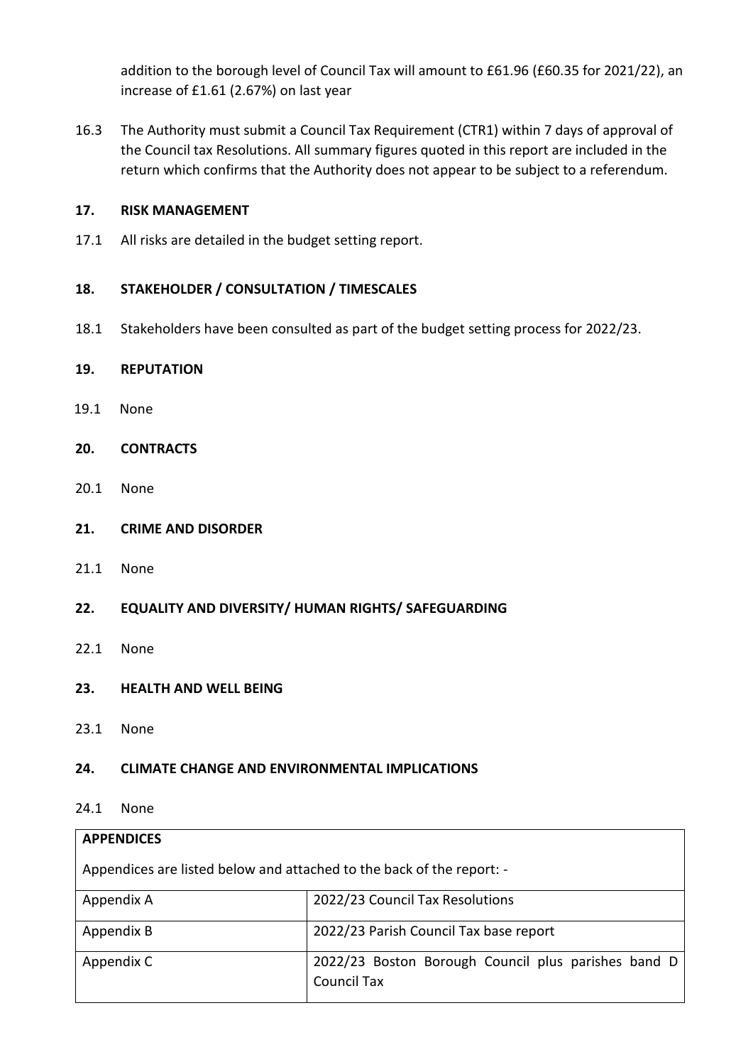addition to the borough level of Council Tax will amount to £61.96 (£60.35 for 2021/22), an increase of £1.61 (2.67%) on last year

16.3 The Authority must submit a Council Tax Requirement (CTR1) within 7 days of approval of the Council tax Resolutions. All summary figures quoted in this report are included in the return which confirms that the Authority does not appear to be subject to a referendum.

## 17. RISK MANAGEMENT

17.1 All risks are detailed in the budget setting report.

## 18. STAKEHOLDER / CONSULTATION / TIMESCALES

18.1 Stakeholders have been consulted as part of the budget setting process for 2022/23.

## 19. REPUTATION

19.1 None

## 20. CONTRACTS

20.1 None

## 21. CRIME AND DISORDER

21.1 None

## 22. EQUALITY AND DIVERSITY/ HUMAN RIGHTS/ SAFEGUARDING

22.1 None

## 23. HEALTH AND WELL BEING

23.1 None

## 24. CLIMATE CHANGE AND ENVIRONMENTAL IMPLICATIONS

24.1 None

**APPENDICES**

Appendices are listed below and attached to the back of the report: -

| | |
|---|---|
| Appendix A | 2022/23 Council Tax Resolutions |
| Appendix B | 2022/23 Parish Council Tax base report |
| Appendix C | 2022/23 Boston Borough Council plus parishes band D Council Tax |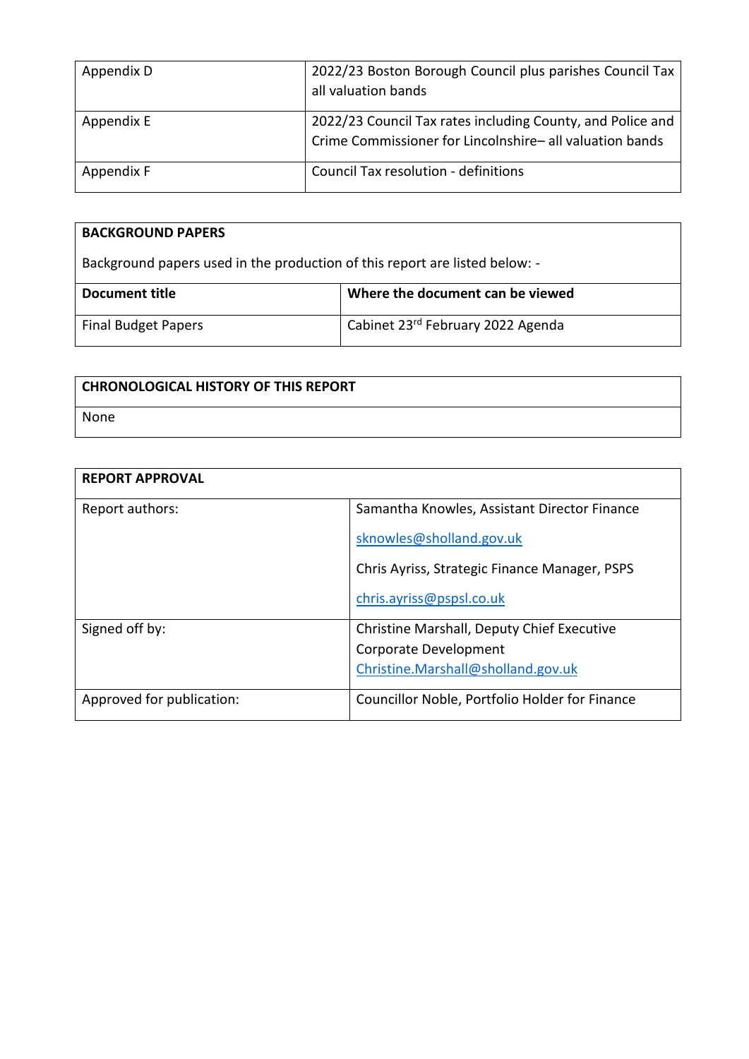| | |
|---|---|
| Appendix D | 2022/23 Boston Borough Council plus parishes Council Tax all valuation bands |
| Appendix E | 2022/23 Council Tax rates including County, and Police and Crime Commissioner for Lincolnshire– all valuation bands |
| Appendix F | Council Tax resolution - definitions |

**BACKGROUND PAPERS**

Background papers used in the production of this report are listed below: -

| **Document title** | **Where the document can be viewed** |
|---|---|
| Final Budget Papers | Cabinet 23rd February 2022 Agenda |

| **CHRONOLOGICAL HISTORY OF THIS REPORT** |
|---|
| None |

| **REPORT APPROVAL** | |
|---|---|
| Report authors: | Samantha Knowles, Assistant Director Finance<br>sknowles@sholland.gov.uk<br>Chris Ayriss, Strategic Finance Manager, PSPS<br>chris.ayriss@pspsl.co.uk |
| Signed off by: | Christine Marshall, Deputy Chief Executive Corporate Development<br>Christine.Marshall@sholland.gov.uk |
| Approved for publication: | Councillor Noble, Portfolio Holder for Finance |